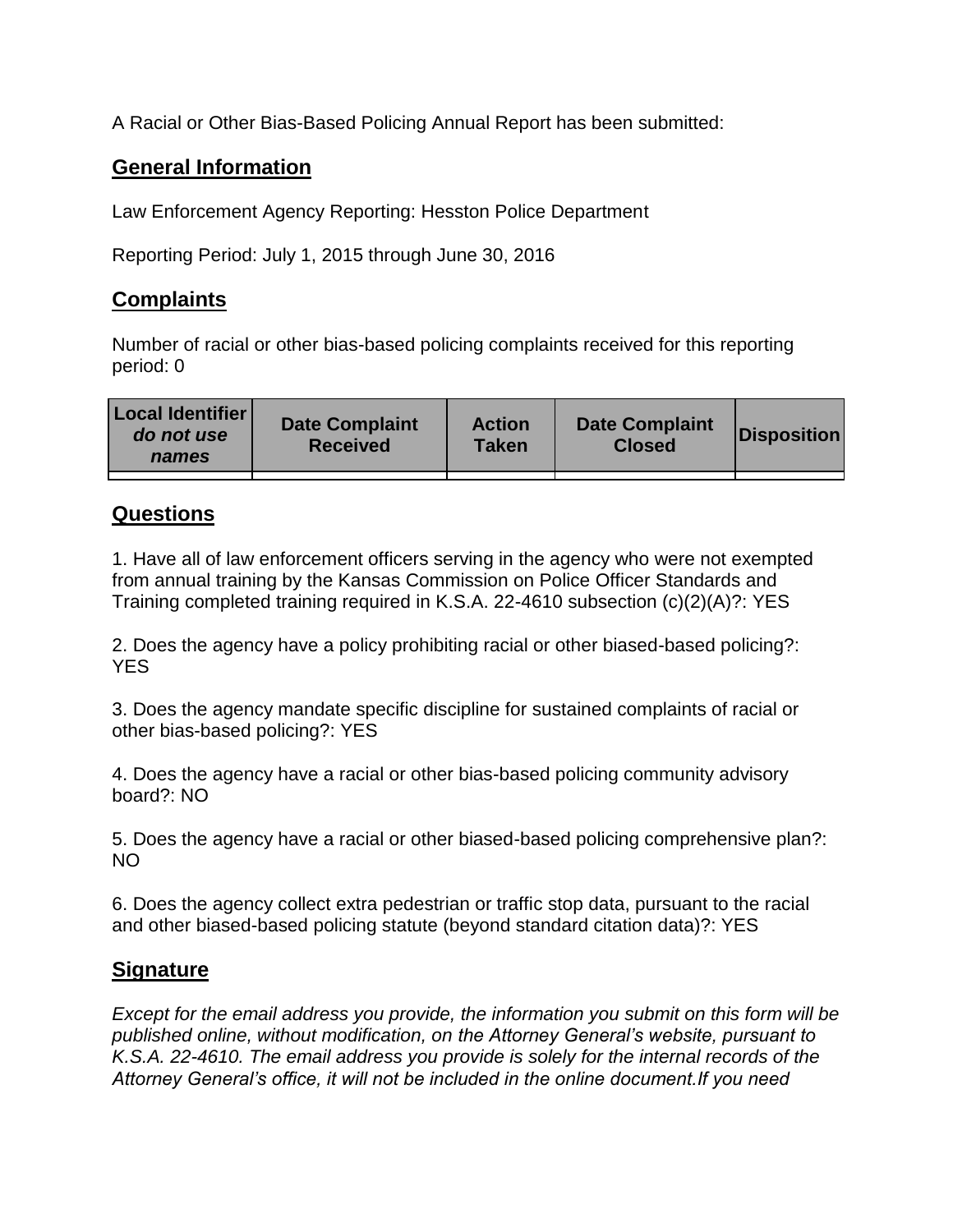A Racial or Other Bias-Based Policing Annual Report has been submitted:

## General Information

Law Enforcement Agency Reporting: Hesston Police Department

Reporting Period: July 1, 2015 through June 30, 2016

## Complaints

Number of racial or other bias-based policing complaints received for this reporting period: 0

| Local Identifier *do not use names* | Date Complaint Received | Action Taken | Date Complaint Closed | Disposition |
|---|---|---|---|---|
| | | | | |

## Questions

1. Have all of law enforcement officers serving in the agency who were not exempted from annual training by the Kansas Commission on Police Officer Standards and Training completed training required in K.S.A. 22-4610 subsection (c)(2)(A)?: YES

2. Does the agency have a policy prohibiting racial or other biased-based policing?: YES

3. Does the agency mandate specific discipline for sustained complaints of racial or other bias-based policing?: YES

4. Does the agency have a racial or other bias-based policing community advisory board?: NO

5. Does the agency have a racial or other biased-based policing comprehensive plan?: NO

6. Does the agency collect extra pedestrian or traffic stop data, pursuant to the racial and other biased-based policing statute (beyond standard citation data)?: YES

## Signature

*Except for the email address you provide, the information you submit on this form will be published online, without modification, on the Attorney General's website, pursuant to K.S.A. 22-4610. The email address you provide is solely for the internal records of the Attorney General's office, it will not be included in the online document.If you need*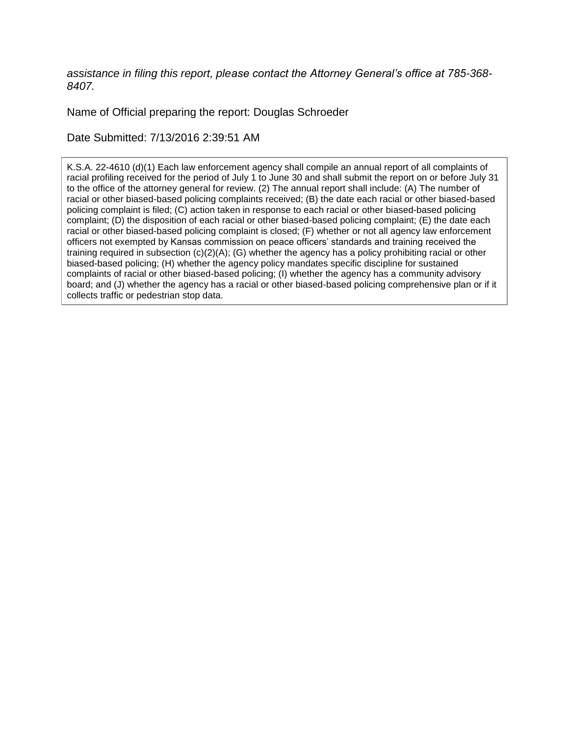*assistance in filing this report, please contact the Attorney General's office at 785-368-8407.*

Name of Official preparing the report: Douglas Schroeder

Date Submitted: 7/13/2016 2:39:51 AM

K.S.A. 22-4610 (d)(1) Each law enforcement agency shall compile an annual report of all complaints of racial profiling received for the period of July 1 to June 30 and shall submit the report on or before July 31 to the office of the attorney general for review. (2) The annual report shall include: (A) The number of racial or other biased-based policing complaints received; (B) the date each racial or other biased-based policing complaint is filed; (C) action taken in response to each racial or other biased-based policing complaint; (D) the disposition of each racial or other biased-based policing complaint; (E) the date each racial or other biased-based policing complaint is closed; (F) whether or not all agency law enforcement officers not exempted by Kansas commission on peace officers' standards and training received the training required in subsection (c)(2)(A); (G) whether the agency has a policy prohibiting racial or other biased-based policing; (H) whether the agency policy mandates specific discipline for sustained complaints of racial or other biased-based policing; (I) whether the agency has a community advisory board; and (J) whether the agency has a racial or other biased-based policing comprehensive plan or if it collects traffic or pedestrian stop data.